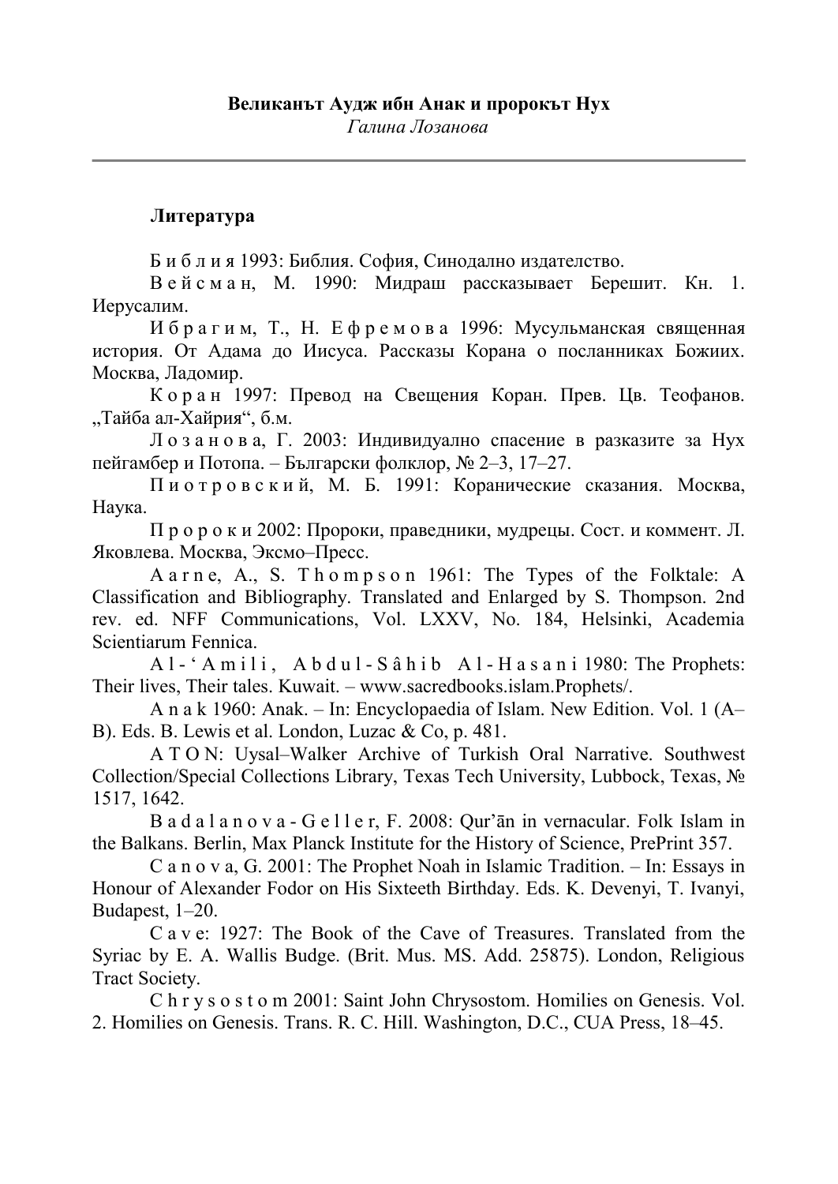**Великанът Аудж ибн Анак и пророкът Нух**
*Галина Лозанова*

---

### Литература

Б и б л и я 1993: Библия. София, Синодално издателство.

В е й с м а н, М. 1990: Мидраш рассказывает Берешит. Кн. 1. Иерусалим.

И б р а г и м, Т., Н. Е ф р е м о в а 1996: Мусульманская священная история. От Адама до Иисуса. Рассказы Корана о посланниках Божиих. Москва, Ладомир.

К о р а н 1997: Превод на Свещения Коран. Прев. Цв. Теофанов. „Тайба ал-Хайрия“, б.м.

Л о з а н о в а, Г. 2003: Индивидуално спасение в разказите за Нух пейгамбер и Потопа. – Български фолклор, № 2–3, 17–27.

П и о т р о в с к и й, М. Б. 1991: Коранические сказания. Москва, Наука.

П р о р о к и 2002: Пророки, праведники, мудрецы. Сост. и коммент. Л. Яковлева. Москва, Эксмо–Пресс.

A a r n e, A., S. T h o m p s o n 1961: The Types of the Folktale: A Classification and Bibliography. Translated and Enlarged by S. Thompson. 2nd rev. ed. NFF Communications, Vol. LXXV, No. 184, Helsinki, Academia Scientiarum Fennica.

A l - ‘ A m i l i, A b d u l - S â h i b A l - H a s a n i 1980: The Prophets: Their lives, Their tales. Kuwait. – www.sacredbooks.islam.Prophets/.

A n a k 1960: Anak. – In: Encyclopaedia of Islam. New Edition. Vol. 1 (A–B). Eds. B. Lewis et al. London, Luzac & Co, p. 481.

A T O N: Uysal–Walker Archive of Turkish Oral Narrative. Southwest Collection/Special Collections Library, Texas Tech University, Lubbock, Texas, № 1517, 1642.

B a d a l a n o v a - G e l l e r, F. 2008: Qur’ān in vernacular. Folk Islam in the Balkans. Berlin, Max Planck Institute for the History of Science, PrePrint 357.

C a n o v a, G. 2001: The Prophet Noah in Islamic Tradition. – In: Essays in Honour of Alexander Fodor on His Sixteeth Birthday. Eds. K. Devenyi, T. Ivanyi, Budapest, 1–20.

C a v e: 1927: The Book of the Cave of Treasures. Translated from the Syriac by E. A. Wallis Budge. (Brit. Mus. MS. Add. 25875). London, Religious Tract Society.

C h r y s o s t o m 2001: Saint John Chrysostom. Homilies on Genesis. Vol. 2. Homilies on Genesis. Trans. R. C. Hill. Washington, D.C., CUA Press, 18–45.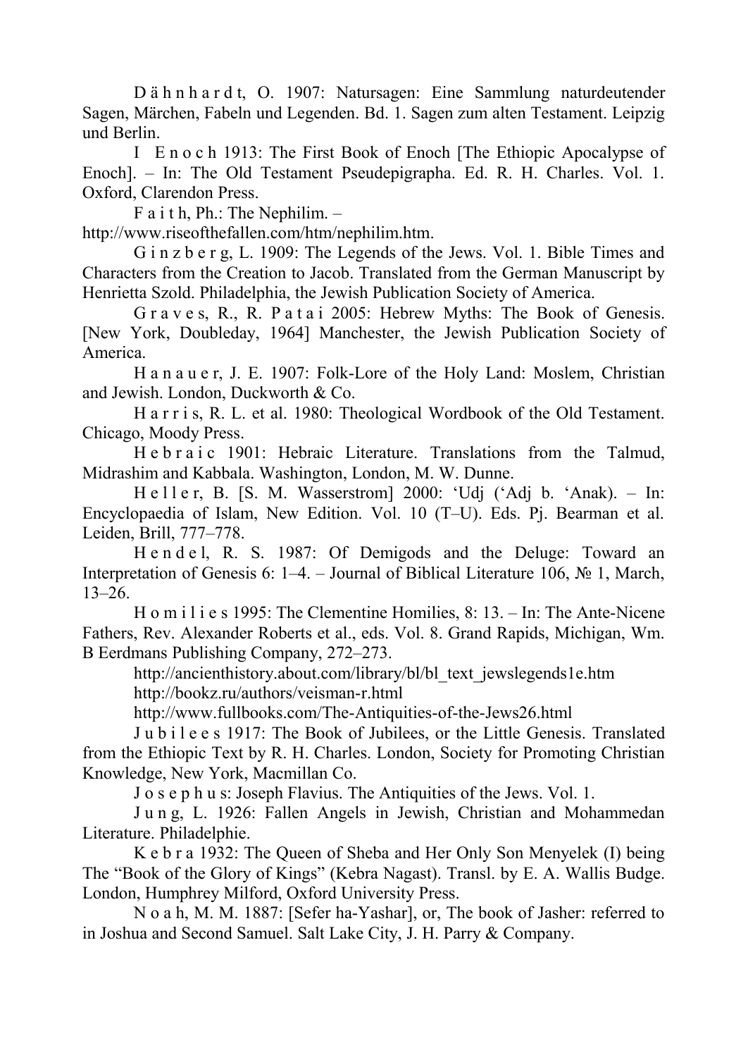D ä h n h a r d t, O. 1907: Natursagen: Eine Sammlung naturdeutender Sagen, Märchen, Fabeln und Legenden. Bd. 1. Sagen zum alten Testament. Leipzig und Berlin.

I E n o c h 1913: The First Book of Enoch [The Ethiopic Apocalypse of Enoch]. – In: The Old Testament Pseudepigrapha. Ed. R. H. Charles. Vol. 1. Oxford, Clarendon Press.

F a i t h, Ph.: The Nephilim. – http://www.riseofthefallen.com/htm/nephilim.htm.

G i n z b e r g, L. 1909: The Legends of the Jews. Vol. 1. Bible Times and Characters from the Creation to Jacob. Translated from the German Manuscript by Henrietta Szold. Philadelphia, the Jewish Publication Society of America.

G r a v e s, R., R. P a t a i 2005: Hebrew Myths: The Book of Genesis. [New York, Doubleday, 1964] Manchester, the Jewish Publication Society of America.

H a n a u e r, J. E. 1907: Folk-Lore of the Holy Land: Moslem, Christian and Jewish. London, Duckworth & Co.

H a r r i s, R. L. et al. 1980: Theological Wordbook of the Old Testament. Chicago, Moody Press.

H e b r a i c 1901: Hebraic Literature. Translations from the Talmud, Midrashim and Kabbala. Washington, London, M. W. Dunne.

H e l l e r, B. [S. M. Wasserstrom] 2000: ‘Udj (‘Adj b. ‘Anak). – In: Encyclopaedia of Islam, New Edition. Vol. 10 (T–U). Eds. Pj. Bearman et al. Leiden, Brill, 777–778.

H e n d e l, R. S. 1987: Of Demigods and the Deluge: Toward an Interpretation of Genesis 6: 1–4. – Journal of Biblical Literature 106, № 1, March, 13–26.

H o m i l i e s 1995: The Clementine Homilies, 8: 13. – In: The Ante-Nicene Fathers, Rev. Alexander Roberts et al., eds. Vol. 8. Grand Rapids, Michigan, Wm. B Eerdmans Publishing Company, 272–273.

http://ancienthistory.about.com/library/bl/bl_text_jewslegends1e.htm

http://bookz.ru/authors/veisman-r.html

http://www.fullbooks.com/The-Antiquities-of-the-Jews26.html

J u b i l e e s 1917: The Book of Jubilees, or the Little Genesis. Translated from the Ethiopic Text by R. H. Charles. London, Society for Promoting Christian Knowledge, New York, Macmillan Co.

J o s e p h u s: Joseph Flavius. The Antiquities of the Jews. Vol. 1.

J u n g, L. 1926: Fallen Angels in Jewish, Christian and Mohammedan Literature. Philadelphie.

K e b r a 1932: The Queen of Sheba and Her Only Son Menyelek (I) being The “Book of the Glory of Kings” (Kebra Nagast). Transl. by E. A. Wallis Budge. London, Humphrey Milford, Oxford University Press.

N o a h, M. M. 1887: [Sefer ha-Yashar], or, The book of Jasher: referred to in Joshua and Second Samuel. Salt Lake City, J. H. Parry & Company.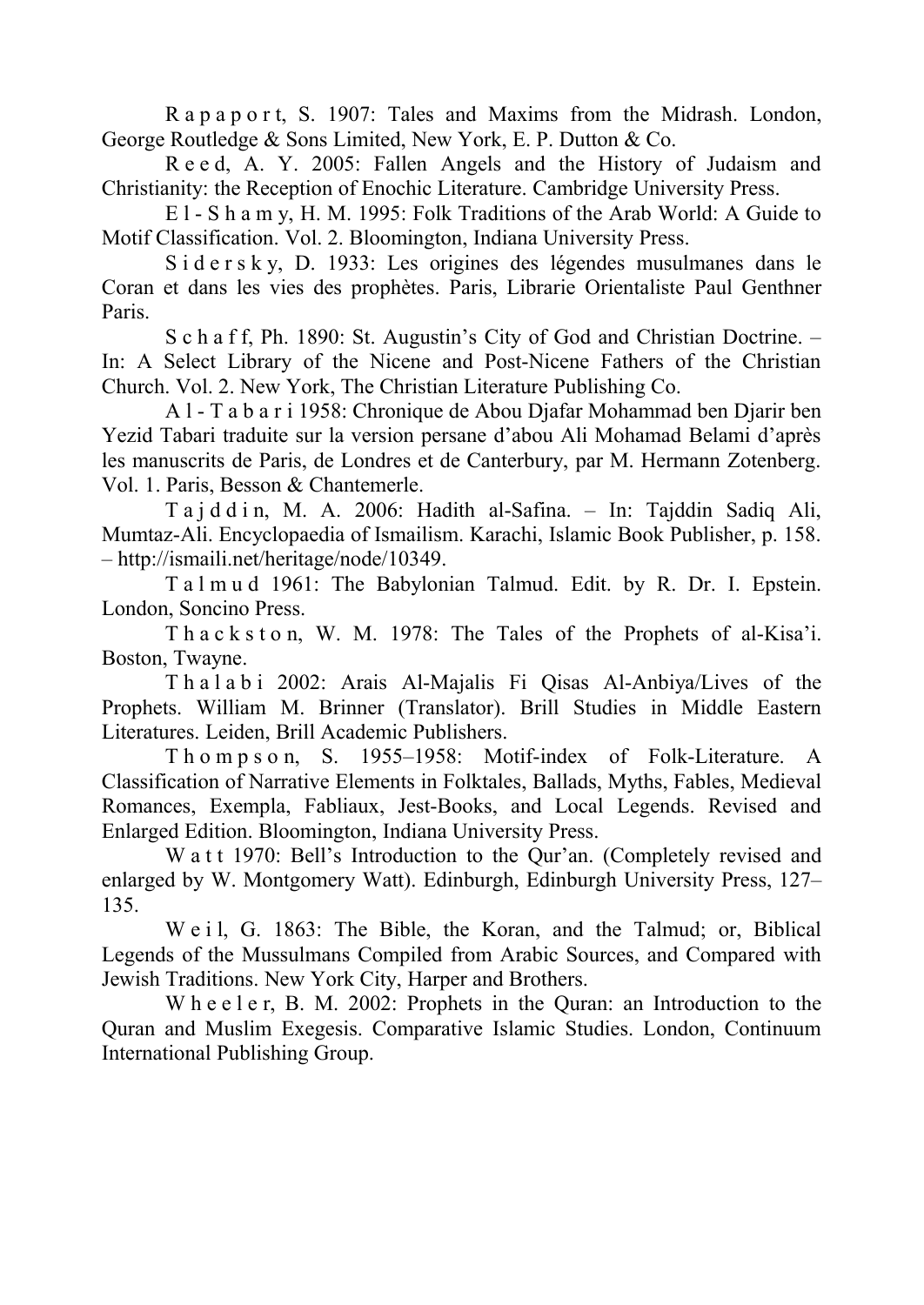Rapaport, S. 1907: Tales and Maxims from the Midrash. London, George Routledge & Sons Limited, New York, E. P. Dutton & Co.

Reed, A. Y. 2005: Fallen Angels and the History of Judaism and Christianity: the Reception of Enochic Literature. Cambridge University Press.

El-Shamy, H. M. 1995: Folk Traditions of the Arab World: A Guide to Motif Classification. Vol. 2. Bloomington, Indiana University Press.

Sidersky, D. 1933: Les origines des légendes musulmanes dans le Coran et dans les vies des prophètes. Paris, Librarie Orientaliste Paul Genthner Paris.

Schaff, Ph. 1890: St. Augustin's City of God and Christian Doctrine. – In: A Select Library of the Nicene and Post-Nicene Fathers of the Christian Church. Vol. 2. New York, The Christian Literature Publishing Co.

Al-Tabari 1958: Chronique de Abou Djafar Mohammad ben Djarir ben Yezid Tabari traduite sur la version persane d'abou Ali Mohamad Belami d'après les manuscrits de Paris, de Londres et de Canterbury, par M. Hermann Zotenberg. Vol. 1. Paris, Besson & Chantemerle.

Tajddin, M. A. 2006: Hadith al-Safina. – In: Tajddin Sadiq Ali, Mumtaz-Ali. Encyclopaedia of Ismailism. Karachi, Islamic Book Publisher, p. 158. – http://ismaili.net/heritage/node/10349.

Talmud 1961: The Babylonian Talmud. Edit. by R. Dr. I. Epstein. London, Soncino Press.

Thackston, W. M. 1978: The Tales of the Prophets of al-Kisa'i. Boston, Twayne.

Thalabi 2002: Arais Al-Majalis Fi Qisas Al-Anbiya/Lives of the Prophets. William M. Brinner (Translator). Brill Studies in Middle Eastern Literatures. Leiden, Brill Academic Publishers.

Thompson, S. 1955–1958: Motif-index of Folk-Literature. A Classification of Narrative Elements in Folktales, Ballads, Myths, Fables, Medieval Romances, Exempla, Fabliaux, Jest-Books, and Local Legends. Revised and Enlarged Edition. Bloomington, Indiana University Press.

Watt 1970: Bell's Introduction to the Qur'an. (Completely revised and enlarged by W. Montgomery Watt). Edinburgh, Edinburgh University Press, 127–135.

Weil, G. 1863: The Bible, the Koran, and the Talmud; or, Biblical Legends of the Mussulmans Compiled from Arabic Sources, and Compared with Jewish Traditions. New York City, Harper and Brothers.

Wheeler, B. M. 2002: Prophets in the Quran: an Introduction to the Quran and Muslim Exegesis. Comparative Islamic Studies. London, Continuum International Publishing Group.